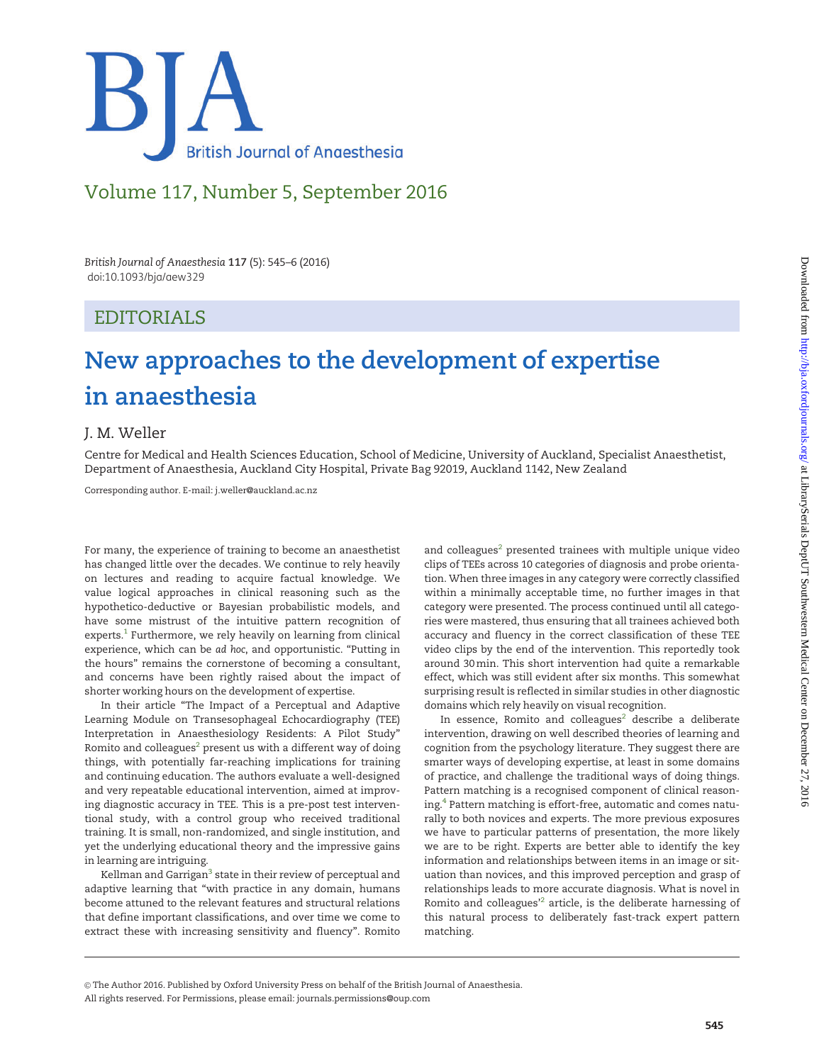# BJA British Journal of Anaesthesia

## Volume 117, Number 5, September 2016

*British Journal of Anaesthesia* **117** (5): 545–6 (2016)
doi:10.1093/bja/aew329

## EDITORIALS

# New approaches to the development of expertise in anaesthesia

J. M. Weller

Centre for Medical and Health Sciences Education, School of Medicine, University of Auckland, Specialist Anaesthetist, Department of Anaesthesia, Auckland City Hospital, Private Bag 92019, Auckland 1142, New Zealand

Corresponding author. E-mail: j.weller@auckland.ac.nz

For many, the experience of training to become an anaesthetist has changed little over the decades. We continue to rely heavily on lectures and reading to acquire factual knowledge. We value logical approaches in clinical reasoning such as the hypothetico-deductive or Bayesian probabilistic models, and have some mistrust of the intuitive pattern recognition of experts.[1] Furthermore, we rely heavily on learning from clinical experience, which can be *ad hoc*, and opportunistic. "Putting in the hours" remains the cornerstone of becoming a consultant, and concerns have been rightly raised about the impact of shorter working hours on the development of expertise.

In their article "The Impact of a Perceptual and Adaptive Learning Module on Transesophageal Echocardiography (TEE) Interpretation in Anaesthesiology Residents: A Pilot Study" Romito and colleagues[2] present us with a different way of doing things, with potentially far-reaching implications for training and continuing education. The authors evaluate a well-designed and very repeatable educational intervention, aimed at improving diagnostic accuracy in TEE. This is a pre-post test interventional study, with a control group who received traditional training. It is small, non-randomized, and single institution, and yet the underlying educational theory and the impressive gains in learning are intriguing.

Kellman and Garrigan[3] state in their review of perceptual and adaptive learning that "with practice in any domain, humans become attuned to the relevant features and structural relations that define important classifications, and over time we come to extract these with increasing sensitivity and fluency". Romito and colleagues[2] presented trainees with multiple unique video clips of TEEs across 10 categories of diagnosis and probe orientation. When three images in any category were correctly classified within a minimally acceptable time, no further images in that category were presented. The process continued until all categories were mastered, thus ensuring that all trainees achieved both accuracy and fluency in the correct classification of these TEE video clips by the end of the intervention. This reportedly took around 30 min. This short intervention had quite a remarkable effect, which was still evident after six months. This somewhat surprising result is reflected in similar studies in other diagnostic domains which rely heavily on visual recognition.

In essence, Romito and colleagues[2] describe a deliberate intervention, drawing on well described theories of learning and cognition from the psychology literature. They suggest there are smarter ways of developing expertise, at least in some domains of practice, and challenge the traditional ways of doing things. Pattern matching is a recognised component of clinical reasoning.[4] Pattern matching is effort-free, automatic and comes naturally to both novices and experts. The more previous exposures we have to particular patterns of presentation, the more likely we are to be right. Experts are better able to identify the key information and relationships between items in an image or situation than novices, and this improved perception and grasp of relationships leads to more accurate diagnosis. What is novel in Romito and colleagues'[2] article, is the deliberate harnessing of this natural process to deliberately fast-track expert pattern matching.

© The Author 2016. Published by Oxford University Press on behalf of the British Journal of Anaesthesia.
All rights reserved. For Permissions, please email: journals.permissions@oup.com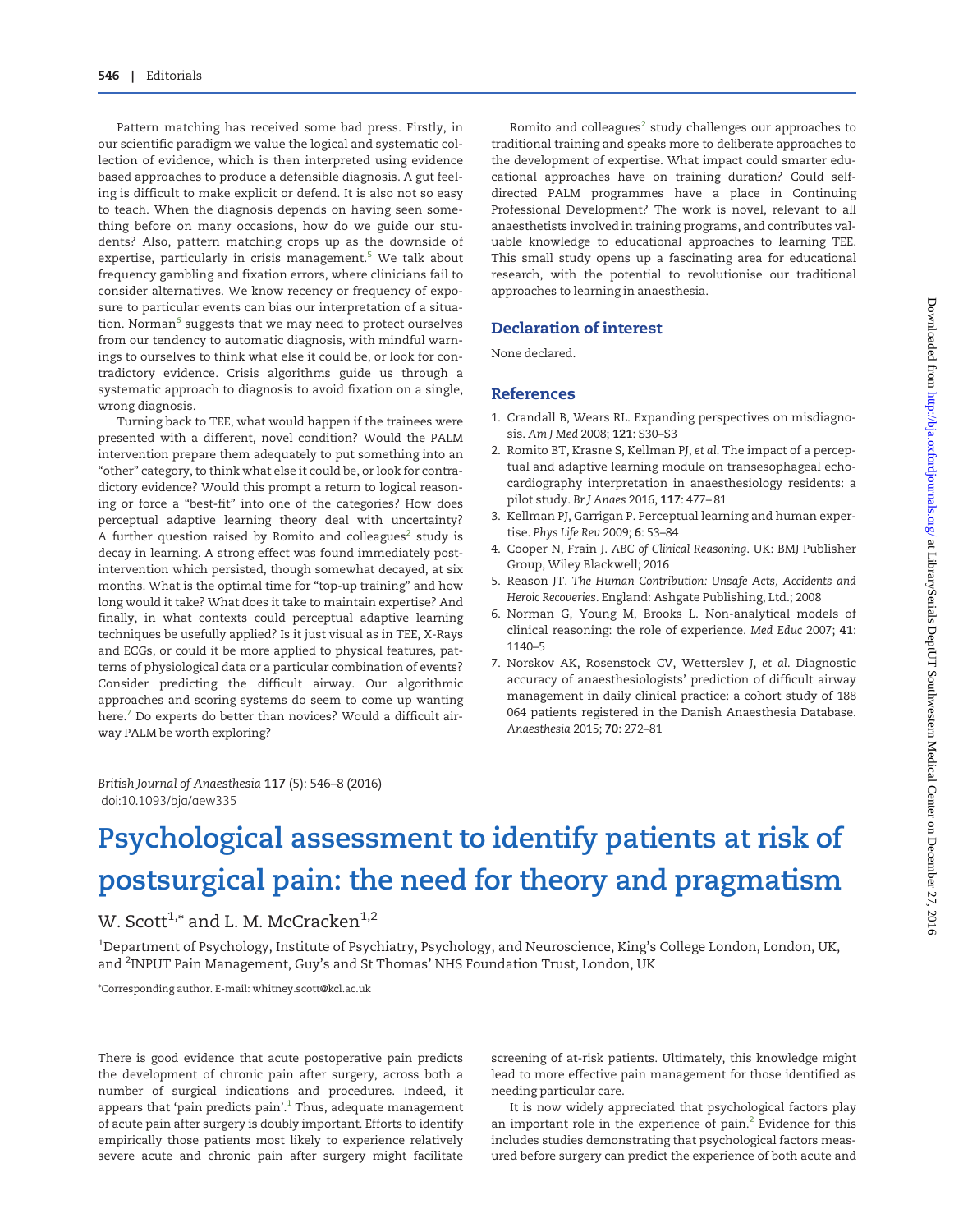Pattern matching has received some bad press. Firstly, in our scientific paradigm we value the logical and systematic collection of evidence, which is then interpreted using evidence based approaches to produce a defensible diagnosis. A gut feeling is difficult to make explicit or defend. It is also not so easy to teach. When the diagnosis depends on having seen something before on many occasions, how do we guide our students? Also, pattern matching crops up as the downside of expertise, particularly in crisis management.[5] We talk about frequency gambling and fixation errors, where clinicians fail to consider alternatives. We know recency or frequency of exposure to particular events can bias our interpretation of a situation. Norman[6] suggests that we may need to protect ourselves from our tendency to automatic diagnosis, with mindful warnings to ourselves to think what else it could be, or look for contradictory evidence. Crisis algorithms guide us through a systematic approach to diagnosis to avoid fixation on a single, wrong diagnosis.

Turning back to TEE, what would happen if the trainees were presented with a different, novel condition? Would the PALM intervention prepare them adequately to put something into an "other" category, to think what else it could be, or look for contradictory evidence? Would this prompt a return to logical reasoning or force a "best-fit" into one of the categories? How does perceptual adaptive learning theory deal with uncertainty? A further question raised by Romito and colleagues[2] study is decay in learning. A strong effect was found immediately post-intervention which persisted, though somewhat decayed, at six months. What is the optimal time for "top-up training" and how long would it take? What does it take to maintain expertise? And finally, in what contexts could perceptual adaptive learning techniques be usefully applied? Is it just visual as in TEE, X-Rays and ECGs, or could it be more applied to physical features, patterns of physiological data or a particular combination of events? Consider predicting the difficult airway. Our algorithmic approaches and scoring systems do seem to come up wanting here.[7] Do experts do better than novices? Would a difficult airway PALM be worth exploring?

Romito and colleagues[2] study challenges our approaches to traditional training and speaks more to deliberate approaches to the development of expertise. What impact could smarter educational approaches have on training duration? Could self-directed PALM programmes have a place in Continuing Professional Development? The work is novel, relevant to all anaesthetists involved in training programs, and contributes valuable knowledge to educational approaches to learning TEE. This small study opens up a fascinating area for educational research, with the potential to revolutionise our traditional approaches to learning in anaesthesia.

## Declaration of interest

None declared.

## References

1. Crandall B, Wears RL. Expanding perspectives on misdiagnosis. *Am J Med* 2008; **121**: S30–S3
2. Romito BT, Krasne S, Kellman PJ, *et al*. The impact of a perceptual and adaptive learning module on transesophageal echocardiography interpretation in anaesthesiology residents: a pilot study. *Br J Anaes* 2016, **117**: 477–81
3. Kellman PJ, Garrigan P. Perceptual learning and human expertise. *Phys Life Rev* 2009; **6**: 53–84
4. Cooper N, Frain J. *ABC of Clinical Reasoning*. UK: BMJ Publisher Group, Wiley Blackwell; 2016
5. Reason JT. *The Human Contribution: Unsafe Acts, Accidents and Heroic Recoveries*. England: Ashgate Publishing, Ltd.; 2008
6. Norman G, Young M, Brooks L. Non-analytical models of clinical reasoning: the role of experience. *Med Educ* 2007; **41**: 1140–5
7. Norskov AK, Rosenstock CV, Wetterslev J, *et al*. Diagnostic accuracy of anaesthesiologists' prediction of difficult airway management in daily clinical practice: a cohort study of 188 064 patients registered in the Danish Anaesthesia Database. *Anaesthesia* 2015; **70**: 272–81

*British Journal of Anaesthesia* **117** (5): 546–8 (2016)
doi:10.1093/bja/aew335

# Psychological assessment to identify patients at risk of postsurgical pain: the need for theory and pragmatism

W. Scott[1,*] and L. M. McCracken[1,2]

[1]Department of Psychology, Institute of Psychiatry, Psychology, and Neuroscience, King's College London, London, UK, and [2]INPUT Pain Management, Guy's and St Thomas' NHS Foundation Trust, London, UK

*Corresponding author. E-mail: whitney.scott@kcl.ac.uk

There is good evidence that acute postoperative pain predicts the development of chronic pain after surgery, across both a number of surgical indications and procedures. Indeed, it appears that 'pain predicts pain'.[1] Thus, adequate management of acute pain after surgery is doubly important. Efforts to identify empirically those patients most likely to experience relatively severe acute and chronic pain after surgery might facilitate screening of at-risk patients. Ultimately, this knowledge might lead to more effective pain management for those identified as needing particular care.

It is now widely appreciated that psychological factors play an important role in the experience of pain.[2] Evidence for this includes studies demonstrating that psychological factors measured before surgery can predict the experience of both acute and